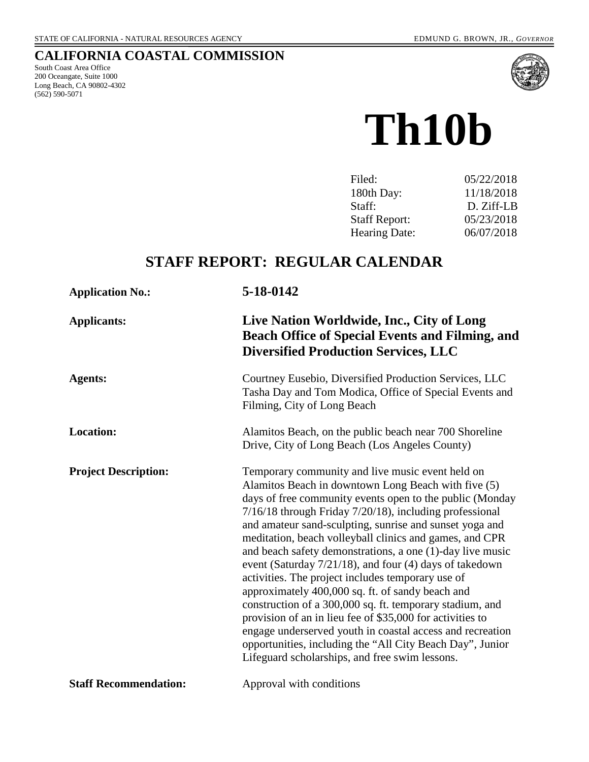STATE OF CALIFORNIA - NATURAL RESOURCES AGENCY

EDMUND G. BROWN, JR., *GOVERNOR*

# CALIFORNIA COASTAL COMMISSION

South Coast Area Office
200 Oceangate, Suite 1000
Long Beach, CA 90802-4302
(562) 590-5071

# Th10b

| | |
|---|---|
| Filed: | 05/22/2018 |
| 180th Day: | 11/18/2018 |
| Staff: | D. Ziff-LB |
| Staff Report: | 05/23/2018 |
| Hearing Date: | 06/07/2018 |

## STAFF REPORT: REGULAR CALENDAR

**Application No.:** **5-18-0142**

**Applicants:** **Live Nation Worldwide, Inc., City of Long Beach Office of Special Events and Filming, and Diversified Production Services, LLC**

**Agents:** Courtney Eusebio, Diversified Production Services, LLC
Tasha Day and Tom Modica, Office of Special Events and Filming, City of Long Beach

**Location:** Alamitos Beach, on the public beach near 700 Shoreline Drive, City of Long Beach (Los Angeles County)

**Project Description:** Temporary community and live music event held on Alamitos Beach in downtown Long Beach with five (5) days of free community events open to the public (Monday 7/16/18 through Friday 7/20/18), including professional and amateur sand-sculpting, sunrise and sunset yoga and meditation, beach volleyball clinics and games, and CPR and beach safety demonstrations, a one (1)-day live music event (Saturday 7/21/18), and four (4) days of takedown activities. The project includes temporary use of approximately 400,000 sq. ft. of sandy beach and construction of a 300,000 sq. ft. temporary stadium, and provision of an in lieu fee of $35,000 for activities to engage underserved youth in coastal access and recreation opportunities, including the "All City Beach Day", Junior Lifeguard scholarships, and free swim lessons.

**Staff Recommendation:** Approval with conditions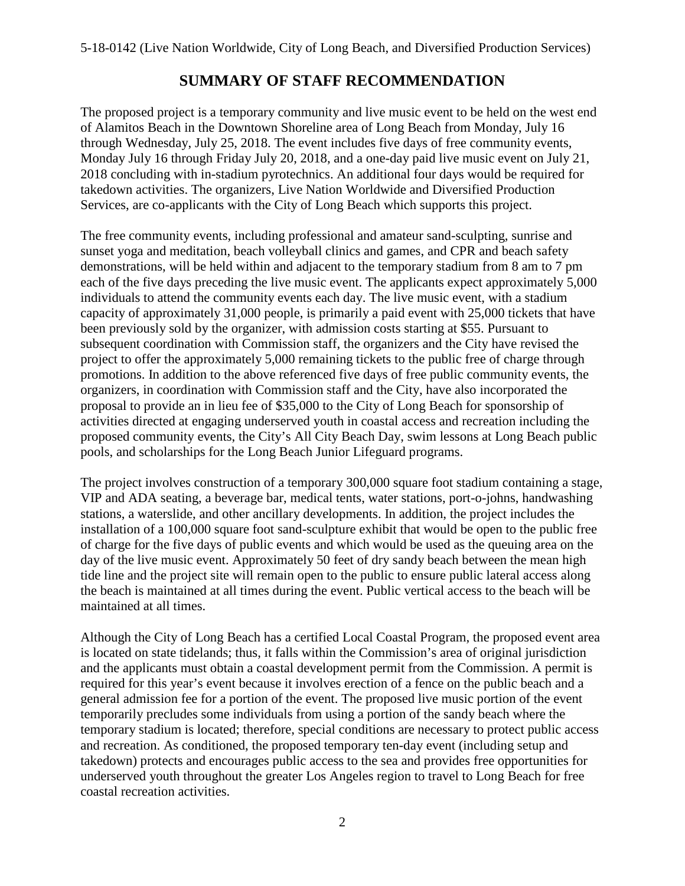## SUMMARY OF STAFF RECOMMENDATION

The proposed project is a temporary community and live music event to be held on the west end of Alamitos Beach in the Downtown Shoreline area of Long Beach from Monday, July 16 through Wednesday, July 25, 2018. The event includes five days of free community events, Monday July 16 through Friday July 20, 2018, and a one-day paid live music event on July 21, 2018 concluding with in-stadium pyrotechnics. An additional four days would be required for takedown activities. The organizers, Live Nation Worldwide and Diversified Production Services, are co-applicants with the City of Long Beach which supports this project.

The free community events, including professional and amateur sand-sculpting, sunrise and sunset yoga and meditation, beach volleyball clinics and games, and CPR and beach safety demonstrations, will be held within and adjacent to the temporary stadium from 8 am to 7 pm each of the five days preceding the live music event. The applicants expect approximately 5,000 individuals to attend the community events each day. The live music event, with a stadium capacity of approximately 31,000 people, is primarily a paid event with 25,000 tickets that have been previously sold by the organizer, with admission costs starting at $55. Pursuant to subsequent coordination with Commission staff, the organizers and the City have revised the project to offer the approximately 5,000 remaining tickets to the public free of charge through promotions. In addition to the above referenced five days of free public community events, the organizers, in coordination with Commission staff and the City, have also incorporated the proposal to provide an in lieu fee of $35,000 to the City of Long Beach for sponsorship of activities directed at engaging underserved youth in coastal access and recreation including the proposed community events, the City's All City Beach Day, swim lessons at Long Beach public pools, and scholarships for the Long Beach Junior Lifeguard programs.

The project involves construction of a temporary 300,000 square foot stadium containing a stage, VIP and ADA seating, a beverage bar, medical tents, water stations, port-o-johns, handwashing stations, a waterslide, and other ancillary developments. In addition, the project includes the installation of a 100,000 square foot sand-sculpture exhibit that would be open to the public free of charge for the five days of public events and which would be used as the queuing area on the day of the live music event. Approximately 50 feet of dry sandy beach between the mean high tide line and the project site will remain open to the public to ensure public lateral access along the beach is maintained at all times during the event. Public vertical access to the beach will be maintained at all times.

Although the City of Long Beach has a certified Local Coastal Program, the proposed event area is located on state tidelands; thus, it falls within the Commission's area of original jurisdiction and the applicants must obtain a coastal development permit from the Commission. A permit is required for this year's event because it involves erection of a fence on the public beach and a general admission fee for a portion of the event. The proposed live music portion of the event temporarily precludes some individuals from using a portion of the sandy beach where the temporary stadium is located; therefore, special conditions are necessary to protect public access and recreation. As conditioned, the proposed temporary ten-day event (including setup and takedown) protects and encourages public access to the sea and provides free opportunities for underserved youth throughout the greater Los Angeles region to travel to Long Beach for free coastal recreation activities.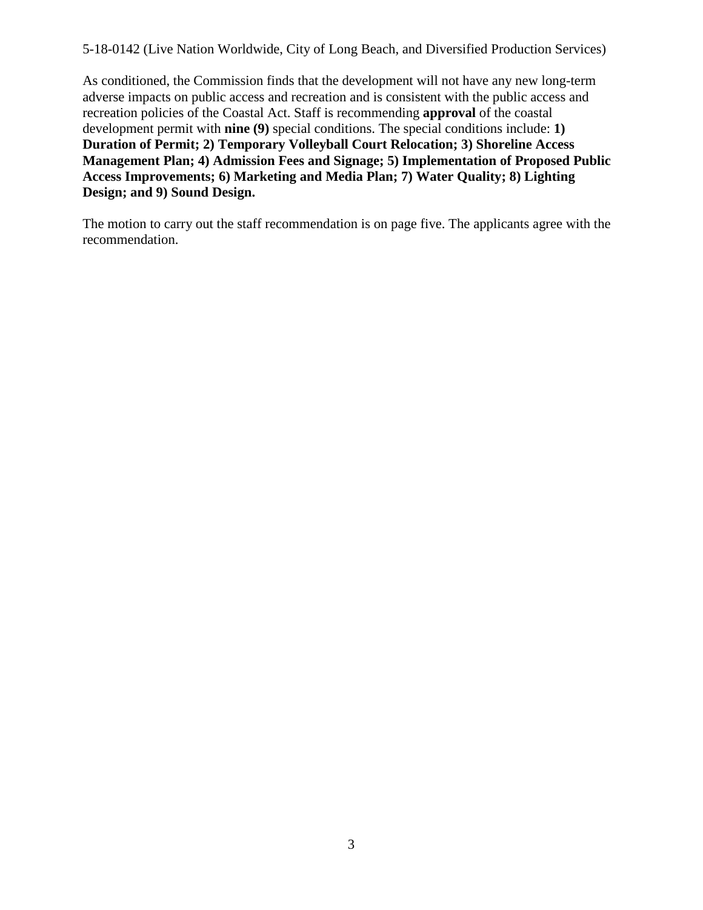As conditioned, the Commission finds that the development will not have any new long-term adverse impacts on public access and recreation and is consistent with the public access and recreation policies of the Coastal Act. Staff is recommending **approval** of the coastal development permit with **nine (9)** special conditions. The special conditions include: **1) Duration of Permit; 2) Temporary Volleyball Court Relocation; 3) Shoreline Access Management Plan; 4) Admission Fees and Signage; 5) Implementation of Proposed Public Access Improvements; 6) Marketing and Media Plan; 7) Water Quality; 8) Lighting Design; and 9) Sound Design.**

The motion to carry out the staff recommendation is on page five. The applicants agree with the recommendation.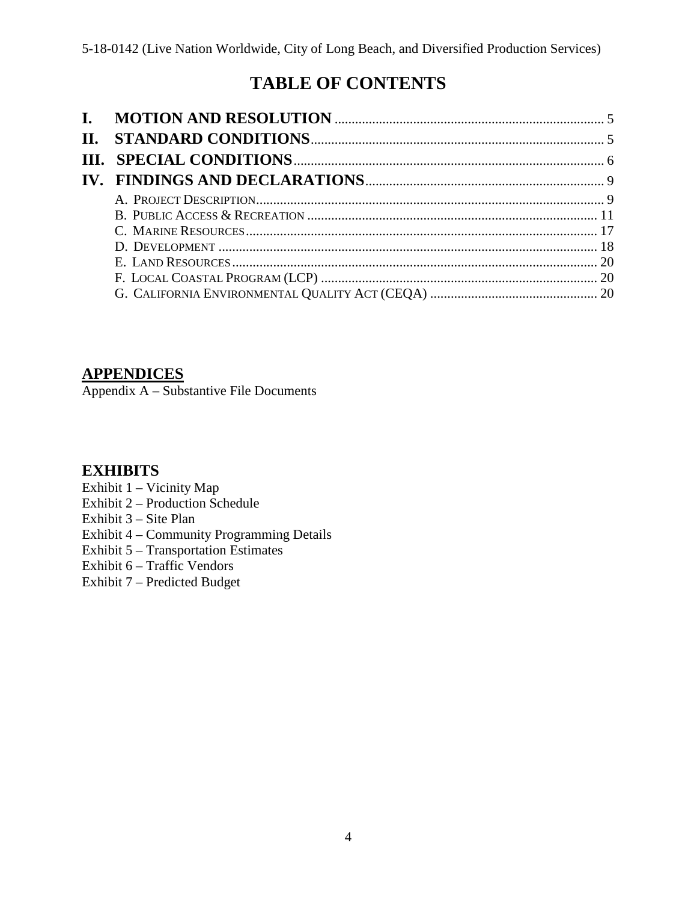# TABLE OF CONTENTS

**I. MOTION AND RESOLUTION** ........ 5
**II. STANDARD CONDITIONS** ........ 5
**III. SPECIAL CONDITIONS** ........ 6
**IV. FINDINGS AND DECLARATIONS** ........ 9

- A. PROJECT DESCRIPTION ........ 9
- B. PUBLIC ACCESS & RECREATION ........ 11
- C. MARINE RESOURCES ........ 17
- D. DEVELOPMENT ........ 18
- E. LAND RESOURCES ........ 20
- F. LOCAL COASTAL PROGRAM (LCP) ........ 20
- G. CALIFORNIA ENVIRONMENTAL QUALITY ACT (CEQA) ........ 20

## APPENDICES

Appendix A – Substantive File Documents

## EXHIBITS

Exhibit 1 – Vicinity Map
Exhibit 2 – Production Schedule
Exhibit 3 – Site Plan
Exhibit 4 – Community Programming Details
Exhibit 5 – Transportation Estimates
Exhibit 6 – Traffic Vendors
Exhibit 7 – Predicted Budget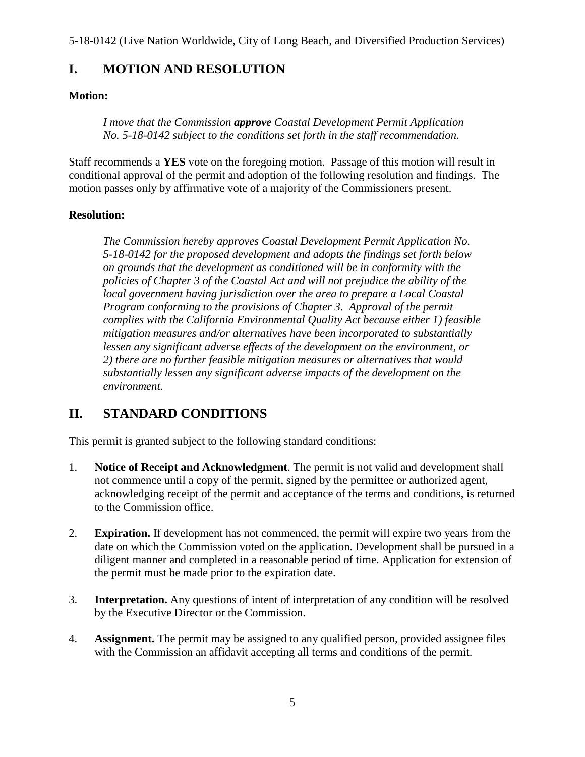## I. MOTION AND RESOLUTION

**Motion:**

> *I move that the Commission* ***approve*** *Coastal Development Permit Application No. 5-18-0142 subject to the conditions set forth in the staff recommendation.*

Staff recommends a **YES** vote on the foregoing motion. Passage of this motion will result in conditional approval of the permit and adoption of the following resolution and findings. The motion passes only by affirmative vote of a majority of the Commissioners present.

**Resolution:**

> *The Commission hereby approves Coastal Development Permit Application No. 5-18-0142 for the proposed development and adopts the findings set forth below on grounds that the development as conditioned will be in conformity with the policies of Chapter 3 of the Coastal Act and will not prejudice the ability of the local government having jurisdiction over the area to prepare a Local Coastal Program conforming to the provisions of Chapter 3. Approval of the permit complies with the California Environmental Quality Act because either 1) feasible mitigation measures and/or alternatives have been incorporated to substantially lessen any significant adverse effects of the development on the environment, or 2) there are no further feasible mitigation measures or alternatives that would substantially lessen any significant adverse impacts of the development on the environment.*

## II. STANDARD CONDITIONS

This permit is granted subject to the following standard conditions:

1. **Notice of Receipt and Acknowledgment**. The permit is not valid and development shall not commence until a copy of the permit, signed by the permittee or authorized agent, acknowledging receipt of the permit and acceptance of the terms and conditions, is returned to the Commission office.

2. **Expiration.** If development has not commenced, the permit will expire two years from the date on which the Commission voted on the application. Development shall be pursued in a diligent manner and completed in a reasonable period of time. Application for extension of the permit must be made prior to the expiration date.

3. **Interpretation.** Any questions of intent of interpretation of any condition will be resolved by the Executive Director or the Commission.

4. **Assignment.** The permit may be assigned to any qualified person, provided assignee files with the Commission an affidavit accepting all terms and conditions of the permit.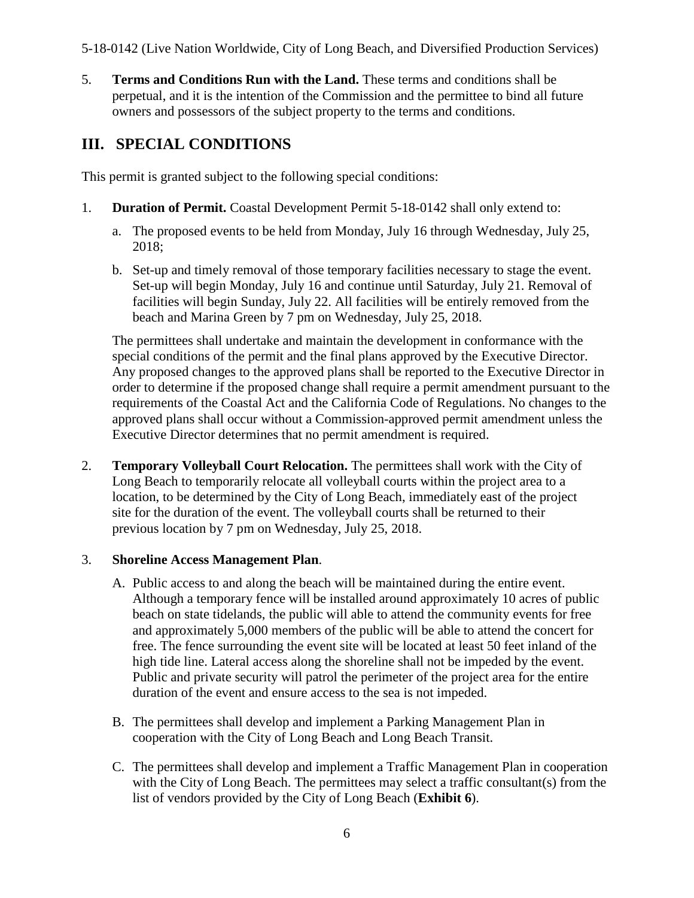5. **Terms and Conditions Run with the Land.** These terms and conditions shall be perpetual, and it is the intention of the Commission and the permittee to bind all future owners and possessors of the subject property to the terms and conditions.

## III. SPECIAL CONDITIONS

This permit is granted subject to the following special conditions:

1. **Duration of Permit.** Coastal Development Permit 5-18-0142 shall only extend to:

   a. The proposed events to be held from Monday, July 16 through Wednesday, July 25, 2018;

   b. Set-up and timely removal of those temporary facilities necessary to stage the event. Set-up will begin Monday, July 16 and continue until Saturday, July 21. Removal of facilities will begin Sunday, July 22. All facilities will be entirely removed from the beach and Marina Green by 7 pm on Wednesday, July 25, 2018.

   The permittees shall undertake and maintain the development in conformance with the special conditions of the permit and the final plans approved by the Executive Director. Any proposed changes to the approved plans shall be reported to the Executive Director in order to determine if the proposed change shall require a permit amendment pursuant to the requirements of the Coastal Act and the California Code of Regulations. No changes to the approved plans shall occur without a Commission-approved permit amendment unless the Executive Director determines that no permit amendment is required.

2. **Temporary Volleyball Court Relocation.** The permittees shall work with the City of Long Beach to temporarily relocate all volleyball courts within the project area to a location, to be determined by the City of Long Beach, immediately east of the project site for the duration of the event. The volleyball courts shall be returned to their previous location by 7 pm on Wednesday, July 25, 2018.

3. **Shoreline Access Management Plan**.

   A. Public access to and along the beach will be maintained during the entire event. Although a temporary fence will be installed around approximately 10 acres of public beach on state tidelands, the public will able to attend the community events for free and approximately 5,000 members of the public will be able to attend the concert for free. The fence surrounding the event site will be located at least 50 feet inland of the high tide line. Lateral access along the shoreline shall not be impeded by the event. Public and private security will patrol the perimeter of the project area for the entire duration of the event and ensure access to the sea is not impeded.

   B. The permittees shall develop and implement a Parking Management Plan in cooperation with the City of Long Beach and Long Beach Transit.

   C. The permittees shall develop and implement a Traffic Management Plan in cooperation with the City of Long Beach. The permittees may select a traffic consultant(s) from the list of vendors provided by the City of Long Beach (**Exhibit 6**).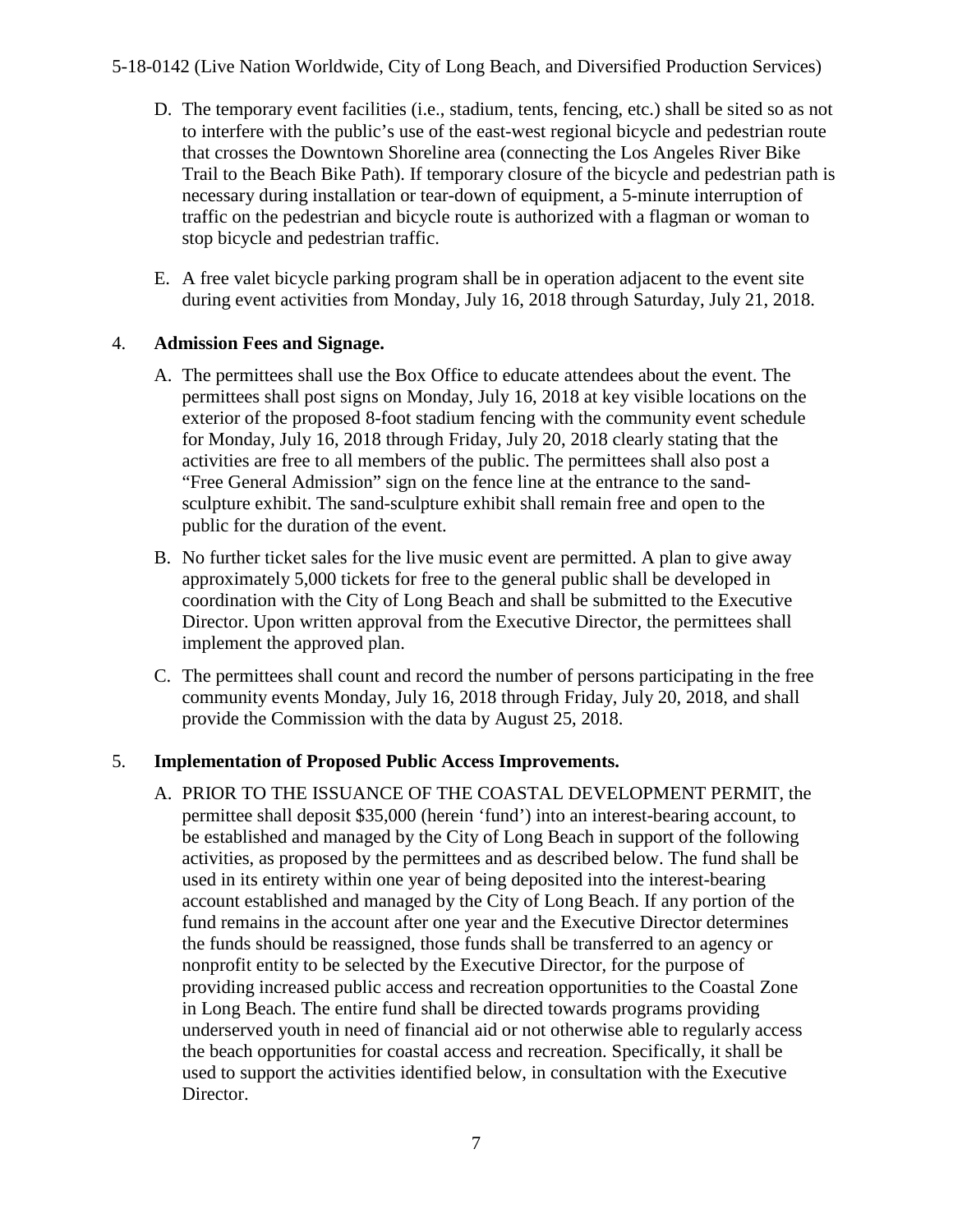D. The temporary event facilities (i.e., stadium, tents, fencing, etc.) shall be sited so as not to interfere with the public's use of the east-west regional bicycle and pedestrian route that crosses the Downtown Shoreline area (connecting the Los Angeles River Bike Trail to the Beach Bike Path). If temporary closure of the bicycle and pedestrian path is necessary during installation or tear-down of equipment, a 5-minute interruption of traffic on the pedestrian and bicycle route is authorized with a flagman or woman to stop bicycle and pedestrian traffic.

E. A free valet bicycle parking program shall be in operation adjacent to the event site during event activities from Monday, July 16, 2018 through Saturday, July 21, 2018.

4. **Admission Fees and Signage.**

A. The permittees shall use the Box Office to educate attendees about the event. The permittees shall post signs on Monday, July 16, 2018 at key visible locations on the exterior of the proposed 8-foot stadium fencing with the community event schedule for Monday, July 16, 2018 through Friday, July 20, 2018 clearly stating that the activities are free to all members of the public. The permittees shall also post a "Free General Admission" sign on the fence line at the entrance to the sand-sculpture exhibit. The sand-sculpture exhibit shall remain free and open to the public for the duration of the event.

B. No further ticket sales for the live music event are permitted. A plan to give away approximately 5,000 tickets for free to the general public shall be developed in coordination with the City of Long Beach and shall be submitted to the Executive Director. Upon written approval from the Executive Director, the permittees shall implement the approved plan.

C. The permittees shall count and record the number of persons participating in the free community events Monday, July 16, 2018 through Friday, July 20, 2018, and shall provide the Commission with the data by August 25, 2018.

5. **Implementation of Proposed Public Access Improvements.**

A. PRIOR TO THE ISSUANCE OF THE COASTAL DEVELOPMENT PERMIT, the permittee shall deposit $35,000 (herein 'fund') into an interest-bearing account, to be established and managed by the City of Long Beach in support of the following activities, as proposed by the permittees and as described below. The fund shall be used in its entirety within one year of being deposited into the interest-bearing account established and managed by the City of Long Beach. If any portion of the fund remains in the account after one year and the Executive Director determines the funds should be reassigned, those funds shall be transferred to an agency or nonprofit entity to be selected by the Executive Director, for the purpose of providing increased public access and recreation opportunities to the Coastal Zone in Long Beach. The entire fund shall be directed towards programs providing underserved youth in need of financial aid or not otherwise able to regularly access the beach opportunities for coastal access and recreation. Specifically, it shall be used to support the activities identified below, in consultation with the Executive Director.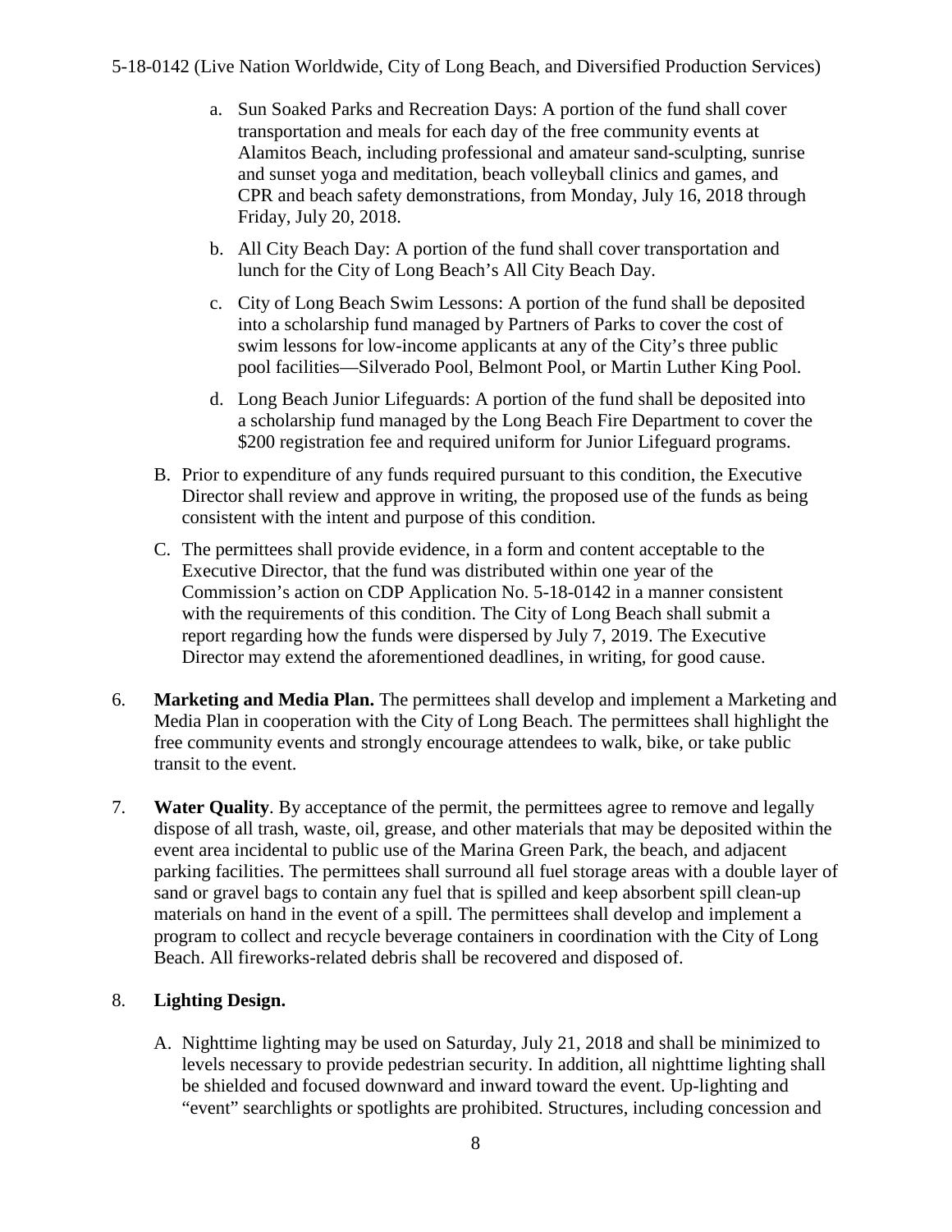a. Sun Soaked Parks and Recreation Days: A portion of the fund shall cover transportation and meals for each day of the free community events at Alamitos Beach, including professional and amateur sand-sculpting, sunrise and sunset yoga and meditation, beach volleyball clinics and games, and CPR and beach safety demonstrations, from Monday, July 16, 2018 through Friday, July 20, 2018.

b. All City Beach Day: A portion of the fund shall cover transportation and lunch for the City of Long Beach's All City Beach Day.

c. City of Long Beach Swim Lessons: A portion of the fund shall be deposited into a scholarship fund managed by Partners of Parks to cover the cost of swim lessons for low-income applicants at any of the City's three public pool facilities—Silverado Pool, Belmont Pool, or Martin Luther King Pool.

d. Long Beach Junior Lifeguards: A portion of the fund shall be deposited into a scholarship fund managed by the Long Beach Fire Department to cover the $200 registration fee and required uniform for Junior Lifeguard programs.

B. Prior to expenditure of any funds required pursuant to this condition, the Executive Director shall review and approve in writing, the proposed use of the funds as being consistent with the intent and purpose of this condition.

C. The permittees shall provide evidence, in a form and content acceptable to the Executive Director, that the fund was distributed within one year of the Commission's action on CDP Application No. 5-18-0142 in a manner consistent with the requirements of this condition. The City of Long Beach shall submit a report regarding how the funds were dispersed by July 7, 2019. The Executive Director may extend the aforementioned deadlines, in writing, for good cause.

6. **Marketing and Media Plan.** The permittees shall develop and implement a Marketing and Media Plan in cooperation with the City of Long Beach. The permittees shall highlight the free community events and strongly encourage attendees to walk, bike, or take public transit to the event.

7. **Water Quality**. By acceptance of the permit, the permittees agree to remove and legally dispose of all trash, waste, oil, grease, and other materials that may be deposited within the event area incidental to public use of the Marina Green Park, the beach, and adjacent parking facilities. The permittees shall surround all fuel storage areas with a double layer of sand or gravel bags to contain any fuel that is spilled and keep absorbent spill clean-up materials on hand in the event of a spill. The permittees shall develop and implement a program to collect and recycle beverage containers in coordination with the City of Long Beach. All fireworks-related debris shall be recovered and disposed of.

8. **Lighting Design.**

A. Nighttime lighting may be used on Saturday, July 21, 2018 and shall be minimized to levels necessary to provide pedestrian security. In addition, all nighttime lighting shall be shielded and focused downward and inward toward the event. Up-lighting and "event" searchlights or spotlights are prohibited. Structures, including concession and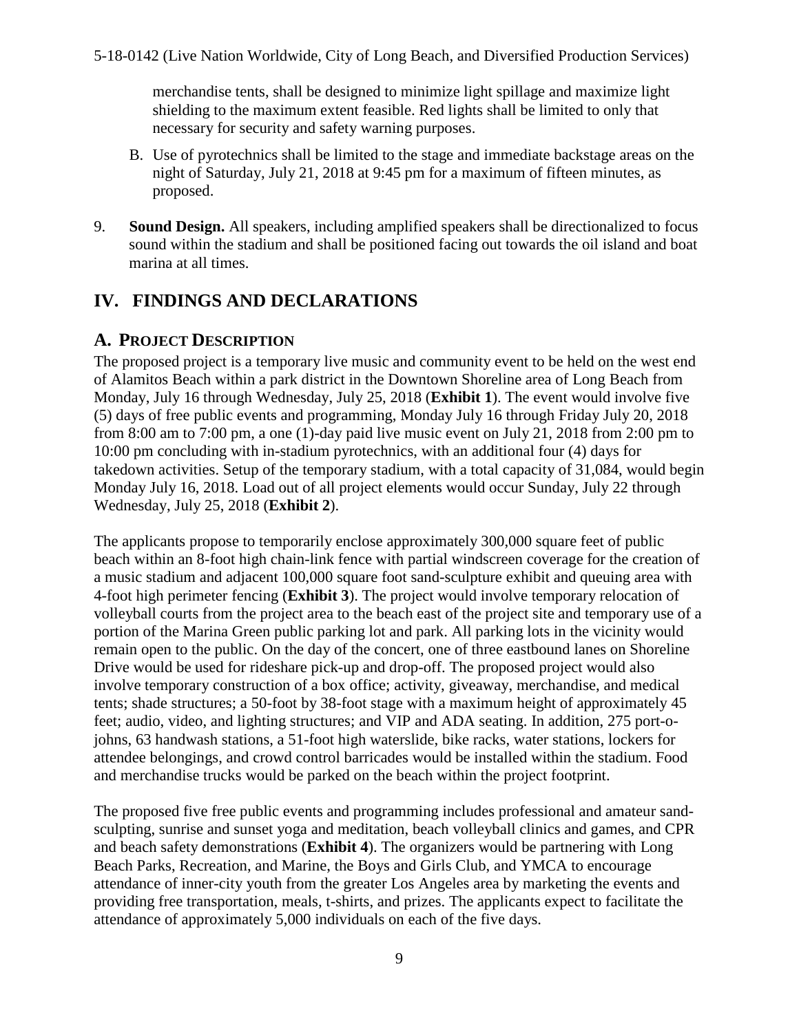merchandise tents, shall be designed to minimize light spillage and maximize light shielding to the maximum extent feasible. Red lights shall be limited to only that necessary for security and safety warning purposes.

B. Use of pyrotechnics shall be limited to the stage and immediate backstage areas on the night of Saturday, July 21, 2018 at 9:45 pm for a maximum of fifteen minutes, as proposed.

9. **Sound Design.** All speakers, including amplified speakers shall be directionalized to focus sound within the stadium and shall be positioned facing out towards the oil island and boat marina at all times.

## IV. FINDINGS AND DECLARATIONS

### A. PROJECT DESCRIPTION

The proposed project is a temporary live music and community event to be held on the west end of Alamitos Beach within a park district in the Downtown Shoreline area of Long Beach from Monday, July 16 through Wednesday, July 25, 2018 (**Exhibit 1**). The event would involve five (5) days of free public events and programming, Monday July 16 through Friday July 20, 2018 from 8:00 am to 7:00 pm, a one (1)-day paid live music event on July 21, 2018 from 2:00 pm to 10:00 pm concluding with in-stadium pyrotechnics, with an additional four (4) days for takedown activities. Setup of the temporary stadium, with a total capacity of 31,084, would begin Monday July 16, 2018. Load out of all project elements would occur Sunday, July 22 through Wednesday, July 25, 2018 (**Exhibit 2**).

The applicants propose to temporarily enclose approximately 300,000 square feet of public beach within an 8-foot high chain-link fence with partial windscreen coverage for the creation of a music stadium and adjacent 100,000 square foot sand-sculpture exhibit and queuing area with 4-foot high perimeter fencing (**Exhibit 3**). The project would involve temporary relocation of volleyball courts from the project area to the beach east of the project site and temporary use of a portion of the Marina Green public parking lot and park. All parking lots in the vicinity would remain open to the public. On the day of the concert, one of three eastbound lanes on Shoreline Drive would be used for rideshare pick-up and drop-off. The proposed project would also involve temporary construction of a box office; activity, giveaway, merchandise, and medical tents; shade structures; a 50-foot by 38-foot stage with a maximum height of approximately 45 feet; audio, video, and lighting structures; and VIP and ADA seating. In addition, 275 port-o-johns, 63 handwash stations, a 51-foot high waterslide, bike racks, water stations, lockers for attendee belongings, and crowd control barricades would be installed within the stadium. Food and merchandise trucks would be parked on the beach within the project footprint.

The proposed five free public events and programming includes professional and amateur sand-sculpting, sunrise and sunset yoga and meditation, beach volleyball clinics and games, and CPR and beach safety demonstrations (**Exhibit 4**). The organizers would be partnering with Long Beach Parks, Recreation, and Marine, the Boys and Girls Club, and YMCA to encourage attendance of inner-city youth from the greater Los Angeles area by marketing the events and providing free transportation, meals, t-shirts, and prizes. The applicants expect to facilitate the attendance of approximately 5,000 individuals on each of the five days.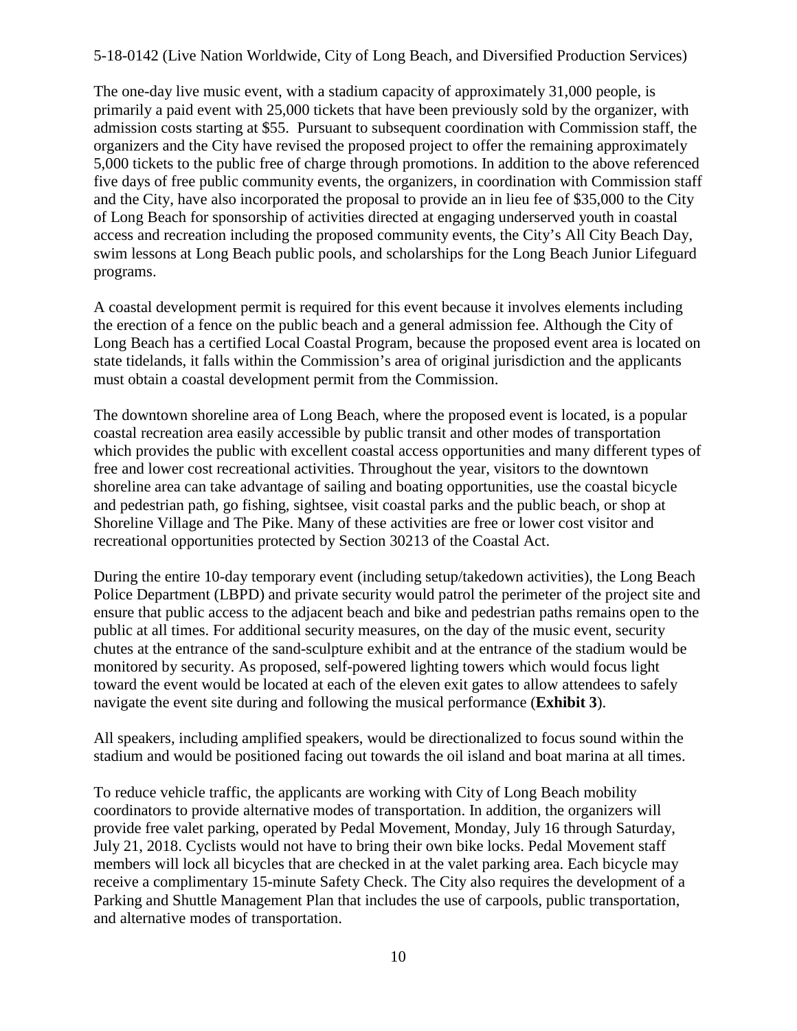The one-day live music event, with a stadium capacity of approximately 31,000 people, is primarily a paid event with 25,000 tickets that have been previously sold by the organizer, with admission costs starting at $55. Pursuant to subsequent coordination with Commission staff, the organizers and the City have revised the proposed project to offer the remaining approximately 5,000 tickets to the public free of charge through promotions. In addition to the above referenced five days of free public community events, the organizers, in coordination with Commission staff and the City, have also incorporated the proposal to provide an in lieu fee of $35,000 to the City of Long Beach for sponsorship of activities directed at engaging underserved youth in coastal access and recreation including the proposed community events, the City's All City Beach Day, swim lessons at Long Beach public pools, and scholarships for the Long Beach Junior Lifeguard programs.

A coastal development permit is required for this event because it involves elements including the erection of a fence on the public beach and a general admission fee. Although the City of Long Beach has a certified Local Coastal Program, because the proposed event area is located on state tidelands, it falls within the Commission's area of original jurisdiction and the applicants must obtain a coastal development permit from the Commission.

The downtown shoreline area of Long Beach, where the proposed event is located, is a popular coastal recreation area easily accessible by public transit and other modes of transportation which provides the public with excellent coastal access opportunities and many different types of free and lower cost recreational activities. Throughout the year, visitors to the downtown shoreline area can take advantage of sailing and boating opportunities, use the coastal bicycle and pedestrian path, go fishing, sightsee, visit coastal parks and the public beach, or shop at Shoreline Village and The Pike. Many of these activities are free or lower cost visitor and recreational opportunities protected by Section 30213 of the Coastal Act.

During the entire 10-day temporary event (including setup/takedown activities), the Long Beach Police Department (LBPD) and private security would patrol the perimeter of the project site and ensure that public access to the adjacent beach and bike and pedestrian paths remains open to the public at all times. For additional security measures, on the day of the music event, security chutes at the entrance of the sand-sculpture exhibit and at the entrance of the stadium would be monitored by security. As proposed, self-powered lighting towers which would focus light toward the event would be located at each of the eleven exit gates to allow attendees to safely navigate the event site during and following the musical performance (**Exhibit 3**).

All speakers, including amplified speakers, would be directionalized to focus sound within the stadium and would be positioned facing out towards the oil island and boat marina at all times.

To reduce vehicle traffic, the applicants are working with City of Long Beach mobility coordinators to provide alternative modes of transportation. In addition, the organizers will provide free valet parking, operated by Pedal Movement, Monday, July 16 through Saturday, July 21, 2018. Cyclists would not have to bring their own bike locks. Pedal Movement staff members will lock all bicycles that are checked in at the valet parking area. Each bicycle may receive a complimentary 15-minute Safety Check. The City also requires the development of a Parking and Shuttle Management Plan that includes the use of carpools, public transportation, and alternative modes of transportation.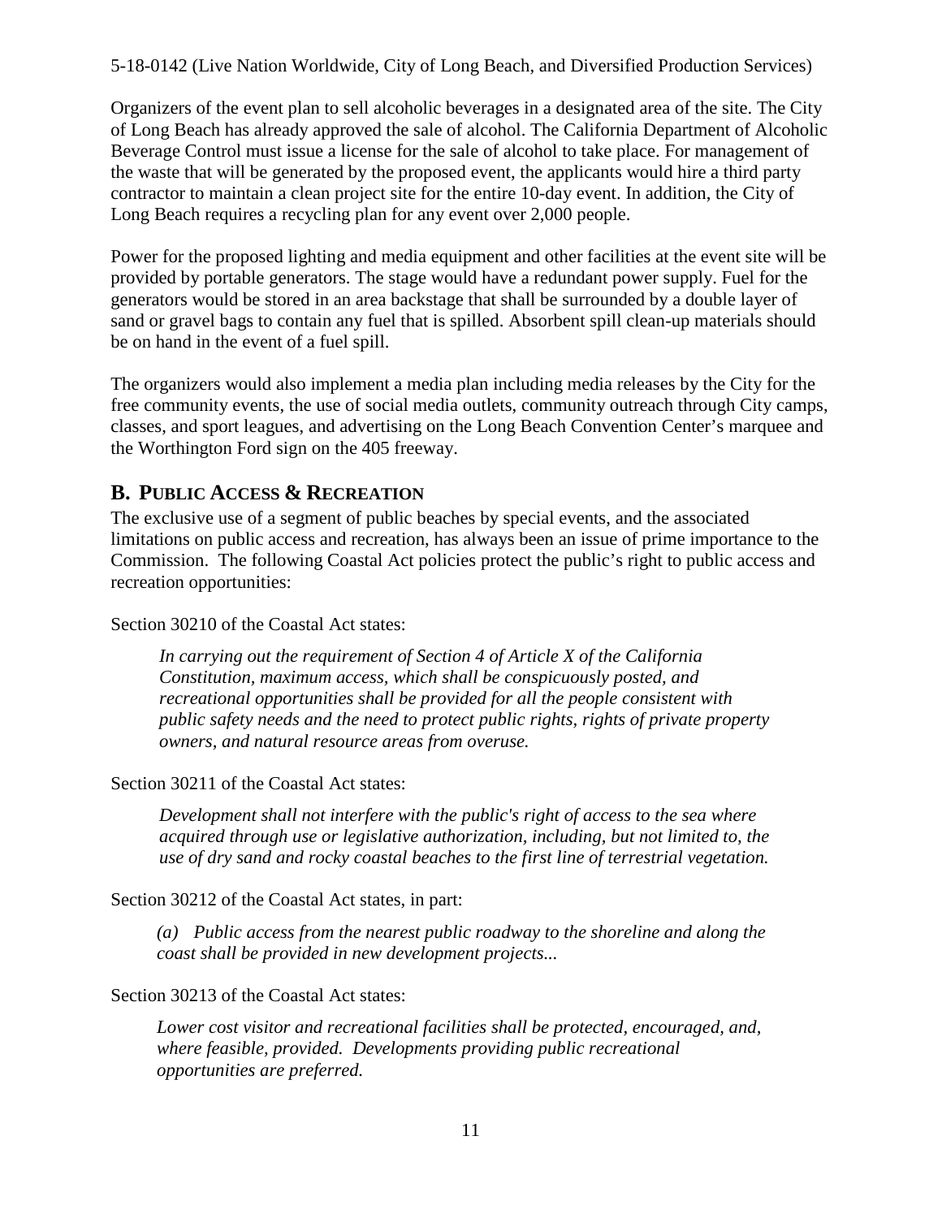Organizers of the event plan to sell alcoholic beverages in a designated area of the site. The City of Long Beach has already approved the sale of alcohol. The California Department of Alcoholic Beverage Control must issue a license for the sale of alcohol to take place. For management of the waste that will be generated by the proposed event, the applicants would hire a third party contractor to maintain a clean project site for the entire 10-day event. In addition, the City of Long Beach requires a recycling plan for any event over 2,000 people.

Power for the proposed lighting and media equipment and other facilities at the event site will be provided by portable generators. The stage would have a redundant power supply. Fuel for the generators would be stored in an area backstage that shall be surrounded by a double layer of sand or gravel bags to contain any fuel that is spilled. Absorbent spill clean-up materials should be on hand in the event of a fuel spill.

The organizers would also implement a media plan including media releases by the City for the free community events, the use of social media outlets, community outreach through City camps, classes, and sport leagues, and advertising on the Long Beach Convention Center's marquee and the Worthington Ford sign on the 405 freeway.

## B. PUBLIC ACCESS & RECREATION

The exclusive use of a segment of public beaches by special events, and the associated limitations on public access and recreation, has always been an issue of prime importance to the Commission. The following Coastal Act policies protect the public's right to public access and recreation opportunities:

Section 30210 of the Coastal Act states:

> *In carrying out the requirement of Section 4 of Article X of the California Constitution, maximum access, which shall be conspicuously posted, and recreational opportunities shall be provided for all the people consistent with public safety needs and the need to protect public rights, rights of private property owners, and natural resource areas from overuse.*

Section 30211 of the Coastal Act states:

> *Development shall not interfere with the public's right of access to the sea where acquired through use or legislative authorization, including, but not limited to, the use of dry sand and rocky coastal beaches to the first line of terrestrial vegetation.*

Section 30212 of the Coastal Act states, in part:

> *(a) Public access from the nearest public roadway to the shoreline and along the coast shall be provided in new development projects...*

Section 30213 of the Coastal Act states:

> *Lower cost visitor and recreational facilities shall be protected, encouraged, and, where feasible, provided. Developments providing public recreational opportunities are preferred.*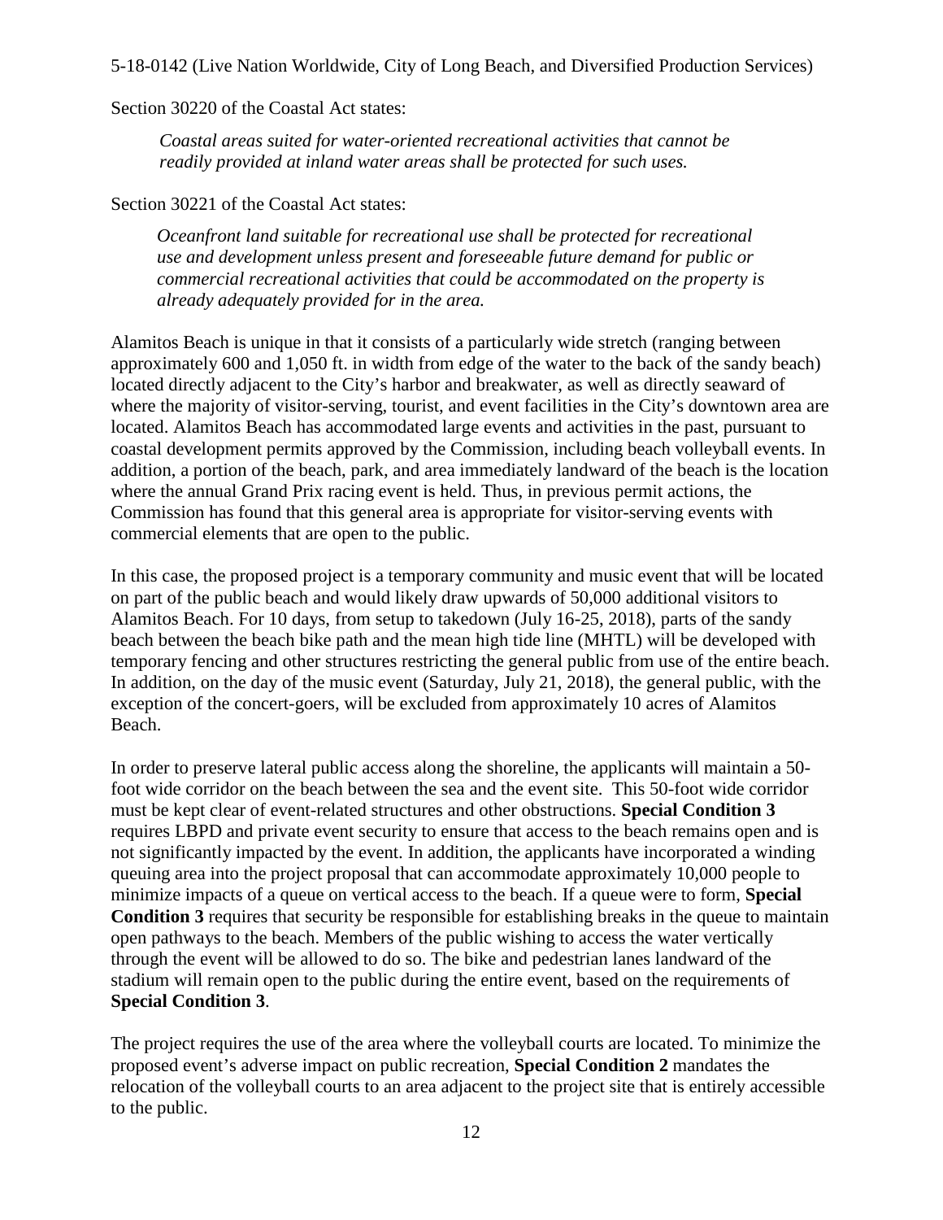Section 30220 of the Coastal Act states:

> *Coastal areas suited for water-oriented recreational activities that cannot be readily provided at inland water areas shall be protected for such uses.*

Section 30221 of the Coastal Act states:

> *Oceanfront land suitable for recreational use shall be protected for recreational use and development unless present and foreseeable future demand for public or commercial recreational activities that could be accommodated on the property is already adequately provided for in the area.*

Alamitos Beach is unique in that it consists of a particularly wide stretch (ranging between approximately 600 and 1,050 ft. in width from edge of the water to the back of the sandy beach) located directly adjacent to the City's harbor and breakwater, as well as directly seaward of where the majority of visitor-serving, tourist, and event facilities in the City's downtown area are located. Alamitos Beach has accommodated large events and activities in the past, pursuant to coastal development permits approved by the Commission, including beach volleyball events. In addition, a portion of the beach, park, and area immediately landward of the beach is the location where the annual Grand Prix racing event is held. Thus, in previous permit actions, the Commission has found that this general area is appropriate for visitor-serving events with commercial elements that are open to the public.

In this case, the proposed project is a temporary community and music event that will be located on part of the public beach and would likely draw upwards of 50,000 additional visitors to Alamitos Beach. For 10 days, from setup to takedown (July 16-25, 2018), parts of the sandy beach between the beach bike path and the mean high tide line (MHTL) will be developed with temporary fencing and other structures restricting the general public from use of the entire beach. In addition, on the day of the music event (Saturday, July 21, 2018), the general public, with the exception of the concert-goers, will be excluded from approximately 10 acres of Alamitos Beach.

In order to preserve lateral public access along the shoreline, the applicants will maintain a 50-foot wide corridor on the beach between the sea and the event site. This 50-foot wide corridor must be kept clear of event-related structures and other obstructions. **Special Condition 3** requires LBPD and private event security to ensure that access to the beach remains open and is not significantly impacted by the event. In addition, the applicants have incorporated a winding queuing area into the project proposal that can accommodate approximately 10,000 people to minimize impacts of a queue on vertical access to the beach. If a queue were to form, **Special Condition 3** requires that security be responsible for establishing breaks in the queue to maintain open pathways to the beach. Members of the public wishing to access the water vertically through the event will be allowed to do so. The bike and pedestrian lanes landward of the stadium will remain open to the public during the entire event, based on the requirements of **Special Condition 3**.

The project requires the use of the area where the volleyball courts are located. To minimize the proposed event's adverse impact on public recreation, **Special Condition 2** mandates the relocation of the volleyball courts to an area adjacent to the project site that is entirely accessible to the public.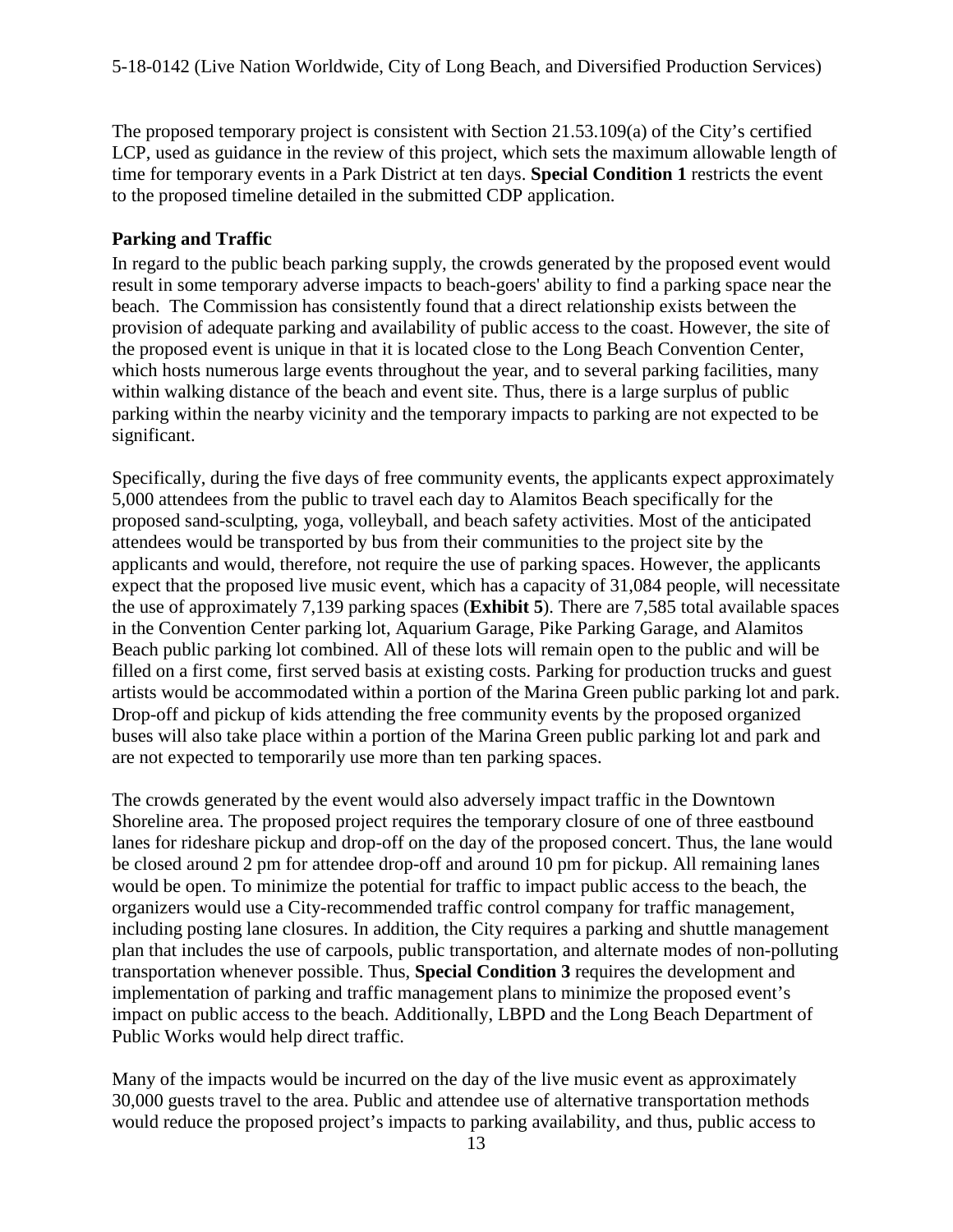The proposed temporary project is consistent with Section 21.53.109(a) of the City's certified LCP, used as guidance in the review of this project, which sets the maximum allowable length of time for temporary events in a Park District at ten days. **Special Condition 1** restricts the event to the proposed timeline detailed in the submitted CDP application.

**Parking and Traffic**

In regard to the public beach parking supply, the crowds generated by the proposed event would result in some temporary adverse impacts to beach-goers' ability to find a parking space near the beach. The Commission has consistently found that a direct relationship exists between the provision of adequate parking and availability of public access to the coast. However, the site of the proposed event is unique in that it is located close to the Long Beach Convention Center, which hosts numerous large events throughout the year, and to several parking facilities, many within walking distance of the beach and event site. Thus, there is a large surplus of public parking within the nearby vicinity and the temporary impacts to parking are not expected to be significant.

Specifically, during the five days of free community events, the applicants expect approximately 5,000 attendees from the public to travel each day to Alamitos Beach specifically for the proposed sand-sculpting, yoga, volleyball, and beach safety activities. Most of the anticipated attendees would be transported by bus from their communities to the project site by the applicants and would, therefore, not require the use of parking spaces. However, the applicants expect that the proposed live music event, which has a capacity of 31,084 people, will necessitate the use of approximately 7,139 parking spaces (**Exhibit 5**). There are 7,585 total available spaces in the Convention Center parking lot, Aquarium Garage, Pike Parking Garage, and Alamitos Beach public parking lot combined. All of these lots will remain open to the public and will be filled on a first come, first served basis at existing costs. Parking for production trucks and guest artists would be accommodated within a portion of the Marina Green public parking lot and park. Drop-off and pickup of kids attending the free community events by the proposed organized buses will also take place within a portion of the Marina Green public parking lot and park and are not expected to temporarily use more than ten parking spaces.

The crowds generated by the event would also adversely impact traffic in the Downtown Shoreline area. The proposed project requires the temporary closure of one of three eastbound lanes for rideshare pickup and drop-off on the day of the proposed concert. Thus, the lane would be closed around 2 pm for attendee drop-off and around 10 pm for pickup. All remaining lanes would be open. To minimize the potential for traffic to impact public access to the beach, the organizers would use a City-recommended traffic control company for traffic management, including posting lane closures. In addition, the City requires a parking and shuttle management plan that includes the use of carpools, public transportation, and alternate modes of non-polluting transportation whenever possible. Thus, **Special Condition 3** requires the development and implementation of parking and traffic management plans to minimize the proposed event's impact on public access to the beach. Additionally, LBPD and the Long Beach Department of Public Works would help direct traffic.

Many of the impacts would be incurred on the day of the live music event as approximately 30,000 guests travel to the area. Public and attendee use of alternative transportation methods would reduce the proposed project's impacts to parking availability, and thus, public access to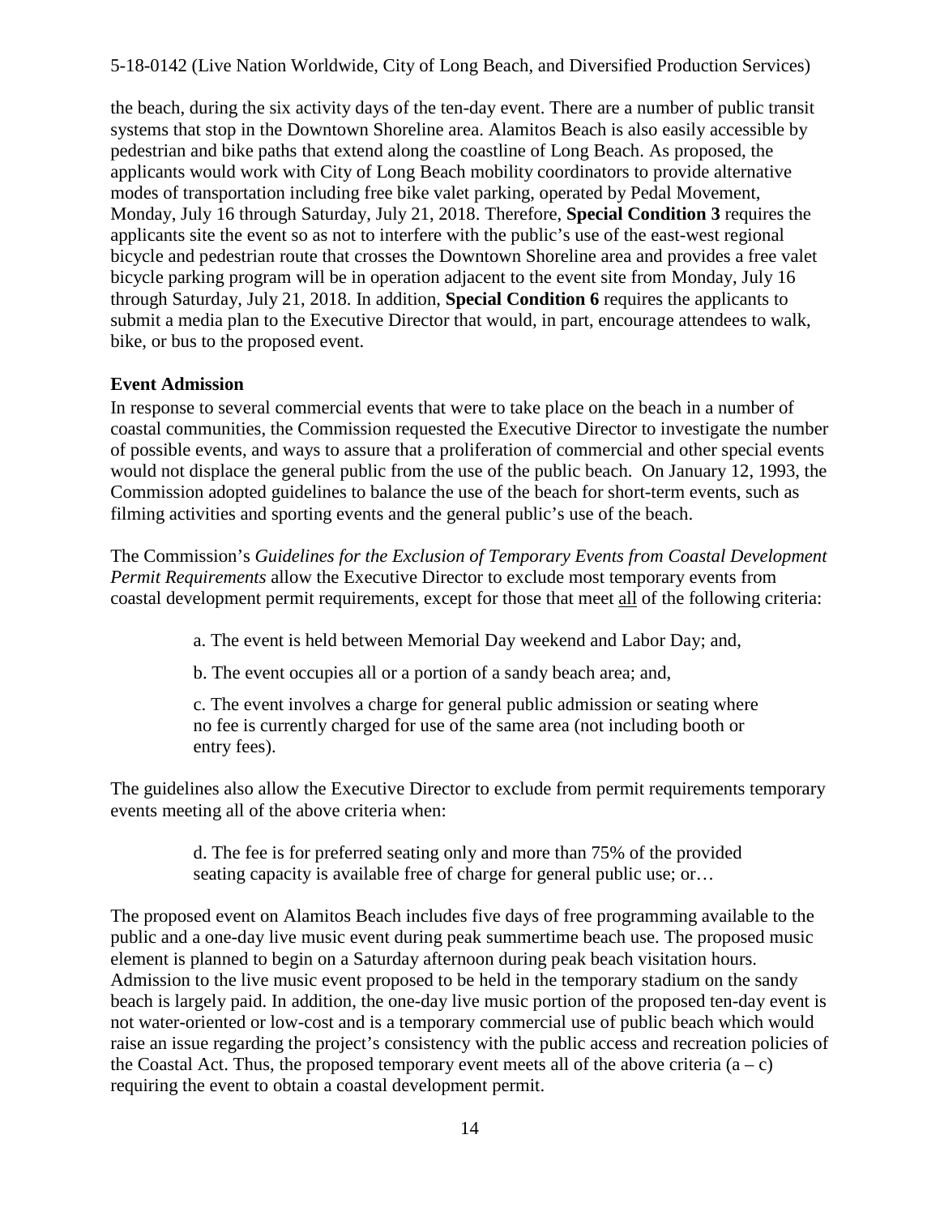the beach, during the six activity days of the ten-day event. There are a number of public transit systems that stop in the Downtown Shoreline area. Alamitos Beach is also easily accessible by pedestrian and bike paths that extend along the coastline of Long Beach. As proposed, the applicants would work with City of Long Beach mobility coordinators to provide alternative modes of transportation including free bike valet parking, operated by Pedal Movement, Monday, July 16 through Saturday, July 21, 2018. Therefore, **Special Condition 3** requires the applicants site the event so as not to interfere with the public's use of the east-west regional bicycle and pedestrian route that crosses the Downtown Shoreline area and provides a free valet bicycle parking program will be in operation adjacent to the event site from Monday, July 16 through Saturday, July 21, 2018. In addition, **Special Condition 6** requires the applicants to submit a media plan to the Executive Director that would, in part, encourage attendees to walk, bike, or bus to the proposed event.

**Event Admission**

In response to several commercial events that were to take place on the beach in a number of coastal communities, the Commission requested the Executive Director to investigate the number of possible events, and ways to assure that a proliferation of commercial and other special events would not displace the general public from the use of the public beach. On January 12, 1993, the Commission adopted guidelines to balance the use of the beach for short-term events, such as filming activities and sporting events and the general public's use of the beach.

The Commission's *Guidelines for the Exclusion of Temporary Events from Coastal Development Permit Requirements* allow the Executive Director to exclude most temporary events from coastal development permit requirements, except for those that meet all of the following criteria:

> a. The event is held between Memorial Day weekend and Labor Day; and,
>
> b. The event occupies all or a portion of a sandy beach area; and,
>
> c. The event involves a charge for general public admission or seating where no fee is currently charged for use of the same area (not including booth or entry fees).

The guidelines also allow the Executive Director to exclude from permit requirements temporary events meeting all of the above criteria when:

> d. The fee is for preferred seating only and more than 75% of the provided seating capacity is available free of charge for general public use; or…

The proposed event on Alamitos Beach includes five days of free programming available to the public and a one-day live music event during peak summertime beach use. The proposed music element is planned to begin on a Saturday afternoon during peak beach visitation hours. Admission to the live music event proposed to be held in the temporary stadium on the sandy beach is largely paid. In addition, the one-day live music portion of the proposed ten-day event is not water-oriented or low-cost and is a temporary commercial use of public beach which would raise an issue regarding the project's consistency with the public access and recreation policies of the Coastal Act. Thus, the proposed temporary event meets all of the above criteria (a – c) requiring the event to obtain a coastal development permit.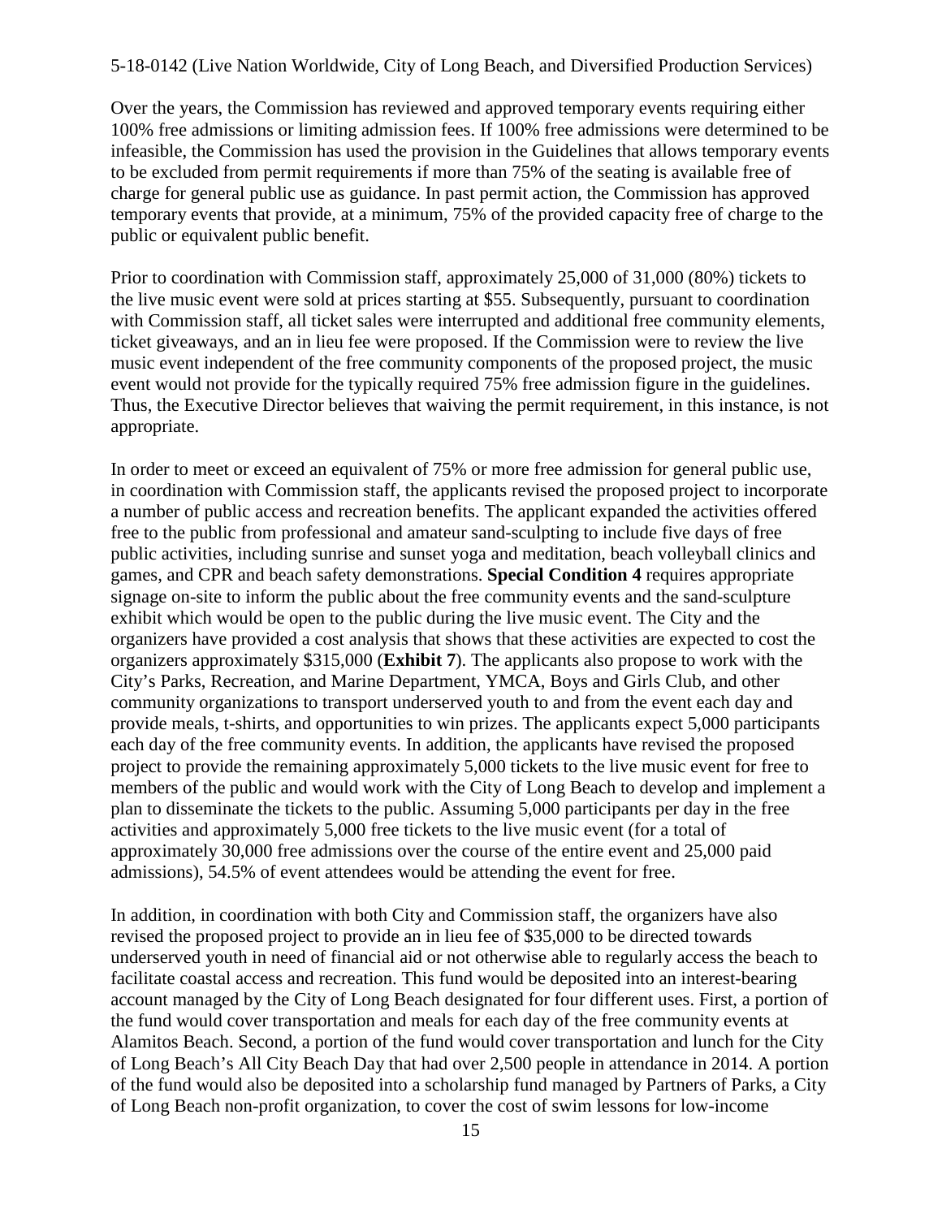Over the years, the Commission has reviewed and approved temporary events requiring either 100% free admissions or limiting admission fees. If 100% free admissions were determined to be infeasible, the Commission has used the provision in the Guidelines that allows temporary events to be excluded from permit requirements if more than 75% of the seating is available free of charge for general public use as guidance. In past permit action, the Commission has approved temporary events that provide, at a minimum, 75% of the provided capacity free of charge to the public or equivalent public benefit.

Prior to coordination with Commission staff, approximately 25,000 of 31,000 (80%) tickets to the live music event were sold at prices starting at $55. Subsequently, pursuant to coordination with Commission staff, all ticket sales were interrupted and additional free community elements, ticket giveaways, and an in lieu fee were proposed. If the Commission were to review the live music event independent of the free community components of the proposed project, the music event would not provide for the typically required 75% free admission figure in the guidelines. Thus, the Executive Director believes that waiving the permit requirement, in this instance, is not appropriate.

In order to meet or exceed an equivalent of 75% or more free admission for general public use, in coordination with Commission staff, the applicants revised the proposed project to incorporate a number of public access and recreation benefits. The applicant expanded the activities offered free to the public from professional and amateur sand-sculpting to include five days of free public activities, including sunrise and sunset yoga and meditation, beach volleyball clinics and games, and CPR and beach safety demonstrations. **Special Condition 4** requires appropriate signage on-site to inform the public about the free community events and the sand-sculpture exhibit which would be open to the public during the live music event. The City and the organizers have provided a cost analysis that shows that these activities are expected to cost the organizers approximately $315,000 (**Exhibit 7**). The applicants also propose to work with the City's Parks, Recreation, and Marine Department, YMCA, Boys and Girls Club, and other community organizations to transport underserved youth to and from the event each day and provide meals, t-shirts, and opportunities to win prizes. The applicants expect 5,000 participants each day of the free community events. In addition, the applicants have revised the proposed project to provide the remaining approximately 5,000 tickets to the live music event for free to members of the public and would work with the City of Long Beach to develop and implement a plan to disseminate the tickets to the public. Assuming 5,000 participants per day in the free activities and approximately 5,000 free tickets to the live music event (for a total of approximately 30,000 free admissions over the course of the entire event and 25,000 paid admissions), 54.5% of event attendees would be attending the event for free.

In addition, in coordination with both City and Commission staff, the organizers have also revised the proposed project to provide an in lieu fee of $35,000 to be directed towards underserved youth in need of financial aid or not otherwise able to regularly access the beach to facilitate coastal access and recreation. This fund would be deposited into an interest-bearing account managed by the City of Long Beach designated for four different uses. First, a portion of the fund would cover transportation and meals for each day of the free community events at Alamitos Beach. Second, a portion of the fund would cover transportation and lunch for the City of Long Beach's All City Beach Day that had over 2,500 people in attendance in 2014. A portion of the fund would also be deposited into a scholarship fund managed by Partners of Parks, a City of Long Beach non-profit organization, to cover the cost of swim lessons for low-income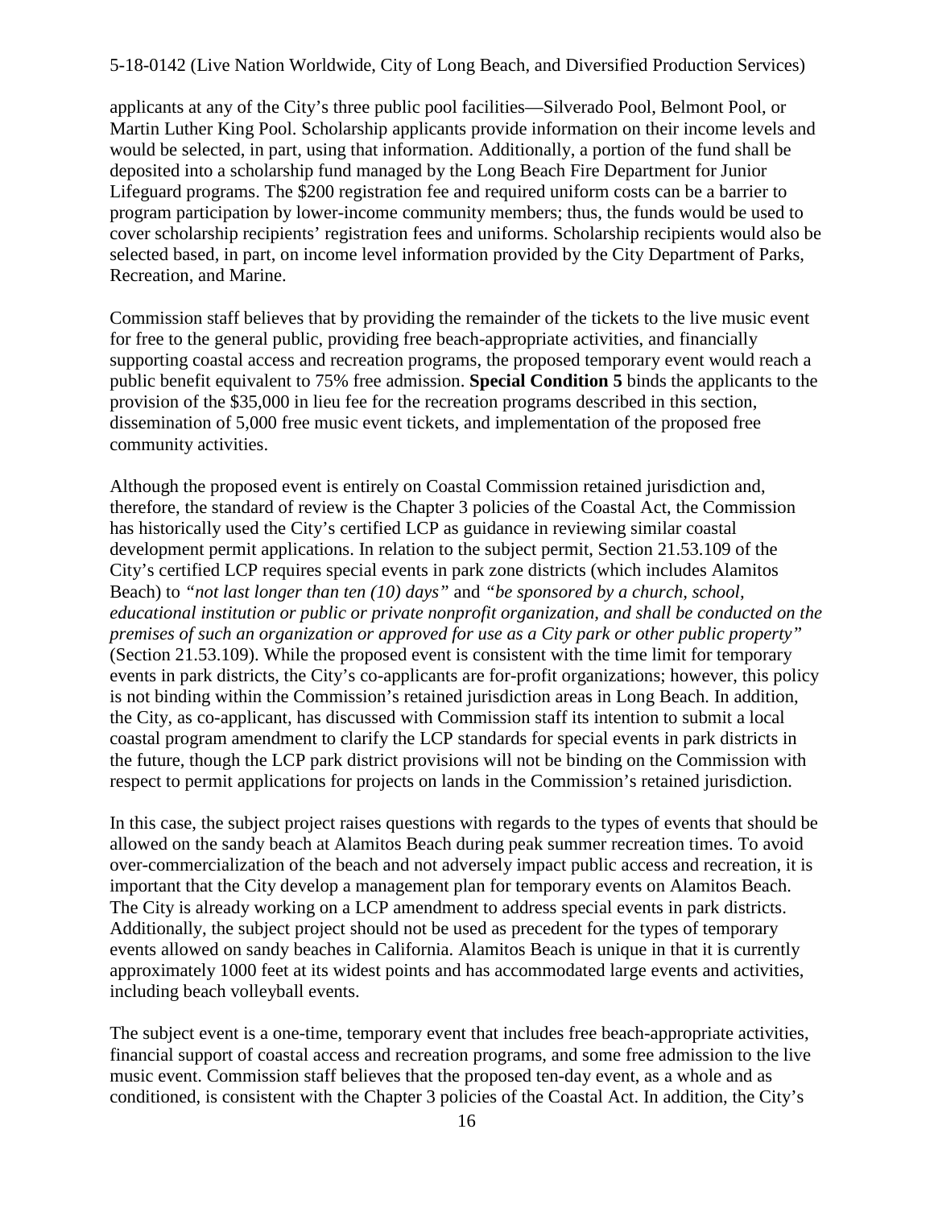applicants at any of the City's three public pool facilities—Silverado Pool, Belmont Pool, or Martin Luther King Pool. Scholarship applicants provide information on their income levels and would be selected, in part, using that information. Additionally, a portion of the fund shall be deposited into a scholarship fund managed by the Long Beach Fire Department for Junior Lifeguard programs. The $200 registration fee and required uniform costs can be a barrier to program participation by lower-income community members; thus, the funds would be used to cover scholarship recipients' registration fees and uniforms. Scholarship recipients would also be selected based, in part, on income level information provided by the City Department of Parks, Recreation, and Marine.

Commission staff believes that by providing the remainder of the tickets to the live music event for free to the general public, providing free beach-appropriate activities, and financially supporting coastal access and recreation programs, the proposed temporary event would reach a public benefit equivalent to 75% free admission. **Special Condition 5** binds the applicants to the provision of the $35,000 in lieu fee for the recreation programs described in this section, dissemination of 5,000 free music event tickets, and implementation of the proposed free community activities.

Although the proposed event is entirely on Coastal Commission retained jurisdiction and, therefore, the standard of review is the Chapter 3 policies of the Coastal Act, the Commission has historically used the City's certified LCP as guidance in reviewing similar coastal development permit applications. In relation to the subject permit, Section 21.53.109 of the City's certified LCP requires special events in park zone districts (which includes Alamitos Beach) to *"not last longer than ten (10) days"* and *"be sponsored by a church, school, educational institution or public or private nonprofit organization, and shall be conducted on the premises of such an organization or approved for use as a City park or other public property"* (Section 21.53.109). While the proposed event is consistent with the time limit for temporary events in park districts, the City's co-applicants are for-profit organizations; however, this policy is not binding within the Commission's retained jurisdiction areas in Long Beach. In addition, the City, as co-applicant, has discussed with Commission staff its intention to submit a local coastal program amendment to clarify the LCP standards for special events in park districts in the future, though the LCP park district provisions will not be binding on the Commission with respect to permit applications for projects on lands in the Commission's retained jurisdiction.

In this case, the subject project raises questions with regards to the types of events that should be allowed on the sandy beach at Alamitos Beach during peak summer recreation times. To avoid over-commercialization of the beach and not adversely impact public access and recreation, it is important that the City develop a management plan for temporary events on Alamitos Beach. The City is already working on a LCP amendment to address special events in park districts. Additionally, the subject project should not be used as precedent for the types of temporary events allowed on sandy beaches in California. Alamitos Beach is unique in that it is currently approximately 1000 feet at its widest points and has accommodated large events and activities, including beach volleyball events.

The subject event is a one-time, temporary event that includes free beach-appropriate activities, financial support of coastal access and recreation programs, and some free admission to the live music event. Commission staff believes that the proposed ten-day event, as a whole and as conditioned, is consistent with the Chapter 3 policies of the Coastal Act. In addition, the City's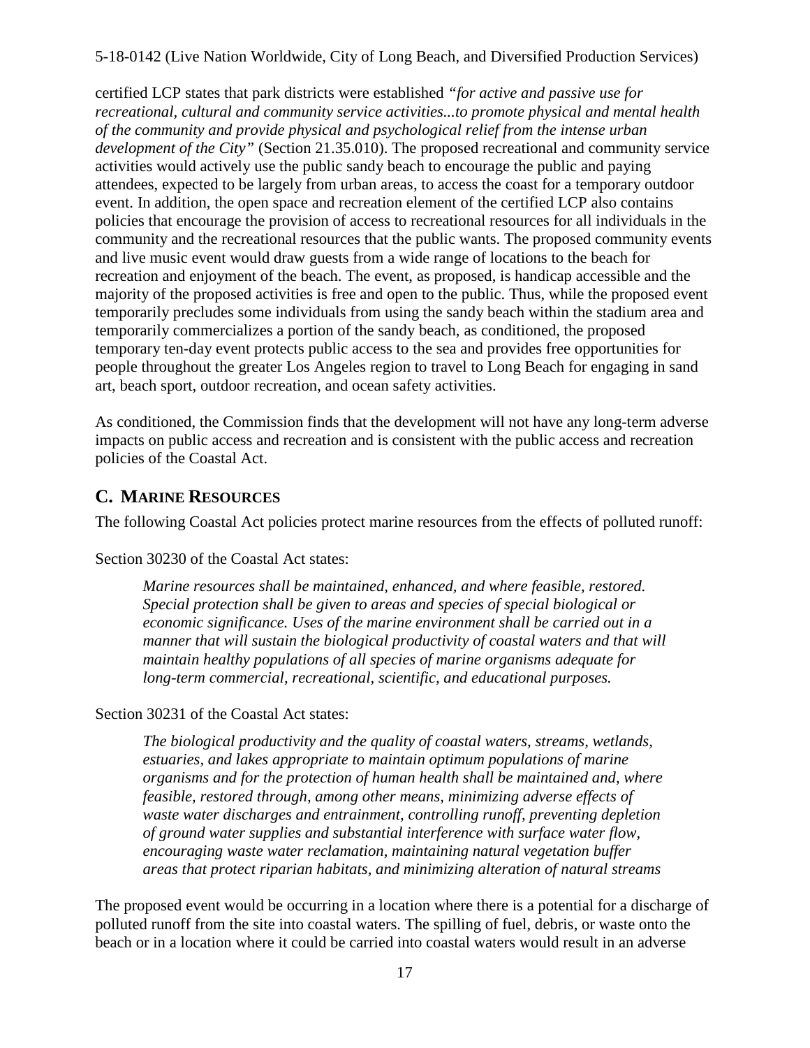certified LCP states that park districts were established *"for active and passive use for recreational, cultural and community service activities...to promote physical and mental health of the community and provide physical and psychological relief from the intense urban development of the City"* (Section 21.35.010). The proposed recreational and community service activities would actively use the public sandy beach to encourage the public and paying attendees, expected to be largely from urban areas, to access the coast for a temporary outdoor event. In addition, the open space and recreation element of the certified LCP also contains policies that encourage the provision of access to recreational resources for all individuals in the community and the recreational resources that the public wants. The proposed community events and live music event would draw guests from a wide range of locations to the beach for recreation and enjoyment of the beach. The event, as proposed, is handicap accessible and the majority of the proposed activities is free and open to the public. Thus, while the proposed event temporarily precludes some individuals from using the sandy beach within the stadium area and temporarily commercializes a portion of the sandy beach, as conditioned, the proposed temporary ten-day event protects public access to the sea and provides free opportunities for people throughout the greater Los Angeles region to travel to Long Beach for engaging in sand art, beach sport, outdoor recreation, and ocean safety activities.

As conditioned, the Commission finds that the development will not have any long-term adverse impacts on public access and recreation and is consistent with the public access and recreation policies of the Coastal Act.

## C. Marine Resources

The following Coastal Act policies protect marine resources from the effects of polluted runoff:

Section 30230 of the Coastal Act states:

> *Marine resources shall be maintained, enhanced, and where feasible, restored. Special protection shall be given to areas and species of special biological or economic significance. Uses of the marine environment shall be carried out in a manner that will sustain the biological productivity of coastal waters and that will maintain healthy populations of all species of marine organisms adequate for long-term commercial, recreational, scientific, and educational purposes.*

Section 30231 of the Coastal Act states:

> *The biological productivity and the quality of coastal waters, streams, wetlands, estuaries, and lakes appropriate to maintain optimum populations of marine organisms and for the protection of human health shall be maintained and, where feasible, restored through, among other means, minimizing adverse effects of waste water discharges and entrainment, controlling runoff, preventing depletion of ground water supplies and substantial interference with surface water flow, encouraging waste water reclamation, maintaining natural vegetation buffer areas that protect riparian habitats, and minimizing alteration of natural streams*

The proposed event would be occurring in a location where there is a potential for a discharge of polluted runoff from the site into coastal waters. The spilling of fuel, debris, or waste onto the beach or in a location where it could be carried into coastal waters would result in an adverse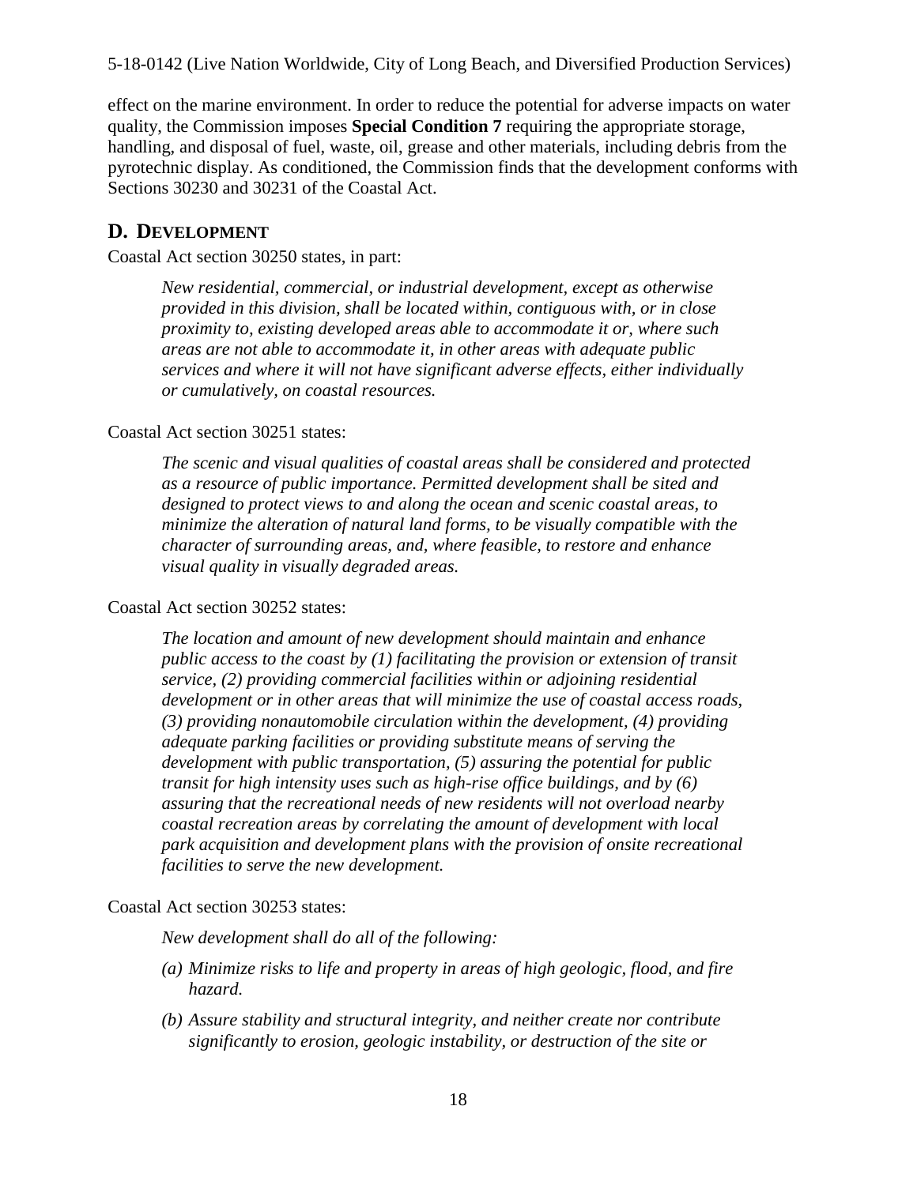effect on the marine environment. In order to reduce the potential for adverse impacts on water quality, the Commission imposes **Special Condition 7** requiring the appropriate storage, handling, and disposal of fuel, waste, oil, grease and other materials, including debris from the pyrotechnic display. As conditioned, the Commission finds that the development conforms with Sections 30230 and 30231 of the Coastal Act.

## D. Development

Coastal Act section 30250 states, in part:

> *New residential, commercial, or industrial development, except as otherwise provided in this division, shall be located within, contiguous with, or in close proximity to, existing developed areas able to accommodate it or, where such areas are not able to accommodate it, in other areas with adequate public services and where it will not have significant adverse effects, either individually or cumulatively, on coastal resources.*

Coastal Act section 30251 states:

> *The scenic and visual qualities of coastal areas shall be considered and protected as a resource of public importance. Permitted development shall be sited and designed to protect views to and along the ocean and scenic coastal areas, to minimize the alteration of natural land forms, to be visually compatible with the character of surrounding areas, and, where feasible, to restore and enhance visual quality in visually degraded areas.*

Coastal Act section 30252 states:

> *The location and amount of new development should maintain and enhance public access to the coast by (1) facilitating the provision or extension of transit service, (2) providing commercial facilities within or adjoining residential development or in other areas that will minimize the use of coastal access roads, (3) providing nonautomobile circulation within the development, (4) providing adequate parking facilities or providing substitute means of serving the development with public transportation, (5) assuring the potential for public transit for high intensity uses such as high-rise office buildings, and by (6) assuring that the recreational needs of new residents will not overload nearby coastal recreation areas by correlating the amount of development with local park acquisition and development plans with the provision of onsite recreational facilities to serve the new development.*

Coastal Act section 30253 states:

> *New development shall do all of the following:*
>
> *(a) Minimize risks to life and property in areas of high geologic, flood, and fire hazard.*
>
> *(b) Assure stability and structural integrity, and neither create nor contribute significantly to erosion, geologic instability, or destruction of the site or*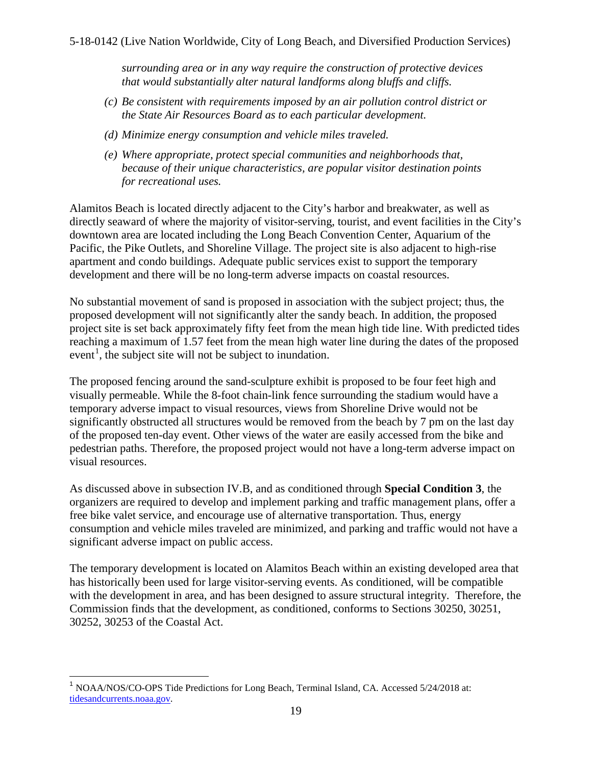*surrounding area or in any way require the construction of protective devices that would substantially alter natural landforms along bluffs and cliffs.*

*(c) Be consistent with requirements imposed by an air pollution control district or the State Air Resources Board as to each particular development.*

*(d) Minimize energy consumption and vehicle miles traveled.*

*(e) Where appropriate, protect special communities and neighborhoods that, because of their unique characteristics, are popular visitor destination points for recreational uses.*

Alamitos Beach is located directly adjacent to the City's harbor and breakwater, as well as directly seaward of where the majority of visitor-serving, tourist, and event facilities in the City's downtown area are located including the Long Beach Convention Center, Aquarium of the Pacific, the Pike Outlets, and Shoreline Village. The project site is also adjacent to high-rise apartment and condo buildings. Adequate public services exist to support the temporary development and there will be no long-term adverse impacts on coastal resources.

No substantial movement of sand is proposed in association with the subject project; thus, the proposed development will not significantly alter the sandy beach. In addition, the proposed project site is set back approximately fifty feet from the mean high tide line. With predicted tides reaching a maximum of 1.57 feet from the mean high water line during the dates of the proposed event[1], the subject site will not be subject to inundation.

The proposed fencing around the sand-sculpture exhibit is proposed to be four feet high and visually permeable. While the 8-foot chain-link fence surrounding the stadium would have a temporary adverse impact to visual resources, views from Shoreline Drive would not be significantly obstructed all structures would be removed from the beach by 7 pm on the last day of the proposed ten-day event. Other views of the water are easily accessed from the bike and pedestrian paths. Therefore, the proposed project would not have a long-term adverse impact on visual resources.

As discussed above in subsection IV.B, and as conditioned through **Special Condition 3**, the organizers are required to develop and implement parking and traffic management plans, offer a free bike valet service, and encourage use of alternative transportation. Thus, energy consumption and vehicle miles traveled are minimized, and parking and traffic would not have a significant adverse impact on public access.

The temporary development is located on Alamitos Beach within an existing developed area that has historically been used for large visitor-serving events. As conditioned, will be compatible with the development in area, and has been designed to assure structural integrity. Therefore, the Commission finds that the development, as conditioned, conforms to Sections 30250, 30251, 30252, 30253 of the Coastal Act.

---

[1] NOAA/NOS/CO-OPS Tide Predictions for Long Beach, Terminal Island, CA. Accessed 5/24/2018 at: tidesandcurrents.noaa.gov.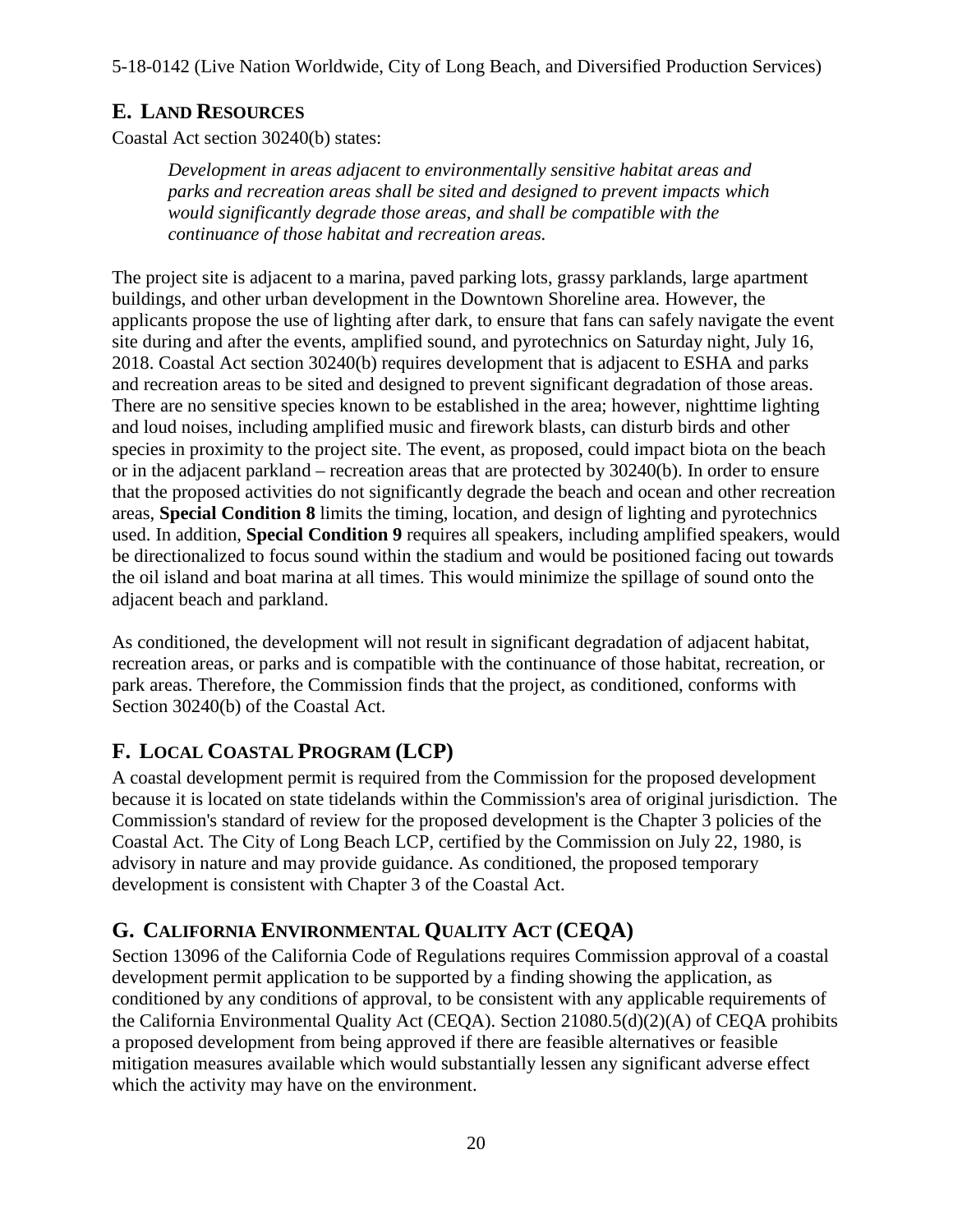## E. LAND RESOURCES

Coastal Act section 30240(b) states:

> *Development in areas adjacent to environmentally sensitive habitat areas and parks and recreation areas shall be sited and designed to prevent impacts which would significantly degrade those areas, and shall be compatible with the continuance of those habitat and recreation areas.*

The project site is adjacent to a marina, paved parking lots, grassy parklands, large apartment buildings, and other urban development in the Downtown Shoreline area. However, the applicants propose the use of lighting after dark, to ensure that fans can safely navigate the event site during and after the events, amplified sound, and pyrotechnics on Saturday night, July 16, 2018. Coastal Act section 30240(b) requires development that is adjacent to ESHA and parks and recreation areas to be sited and designed to prevent significant degradation of those areas. There are no sensitive species known to be established in the area; however, nighttime lighting and loud noises, including amplified music and firework blasts, can disturb birds and other species in proximity to the project site. The event, as proposed, could impact biota on the beach or in the adjacent parkland – recreation areas that are protected by 30240(b). In order to ensure that the proposed activities do not significantly degrade the beach and ocean and other recreation areas, **Special Condition 8** limits the timing, location, and design of lighting and pyrotechnics used. In addition, **Special Condition 9** requires all speakers, including amplified speakers, would be directionalized to focus sound within the stadium and would be positioned facing out towards the oil island and boat marina at all times. This would minimize the spillage of sound onto the adjacent beach and parkland.

As conditioned, the development will not result in significant degradation of adjacent habitat, recreation areas, or parks and is compatible with the continuance of those habitat, recreation, or park areas. Therefore, the Commission finds that the project, as conditioned, conforms with Section 30240(b) of the Coastal Act.

## F. LOCAL COASTAL PROGRAM (LCP)

A coastal development permit is required from the Commission for the proposed development because it is located on state tidelands within the Commission's area of original jurisdiction. The Commission's standard of review for the proposed development is the Chapter 3 policies of the Coastal Act. The City of Long Beach LCP, certified by the Commission on July 22, 1980, is advisory in nature and may provide guidance. As conditioned, the proposed temporary development is consistent with Chapter 3 of the Coastal Act.

## G. CALIFORNIA ENVIRONMENTAL QUALITY ACT (CEQA)

Section 13096 of the California Code of Regulations requires Commission approval of a coastal development permit application to be supported by a finding showing the application, as conditioned by any conditions of approval, to be consistent with any applicable requirements of the California Environmental Quality Act (CEQA). Section 21080.5(d)(2)(A) of CEQA prohibits a proposed development from being approved if there are feasible alternatives or feasible mitigation measures available which would substantially lessen any significant adverse effect which the activity may have on the environment.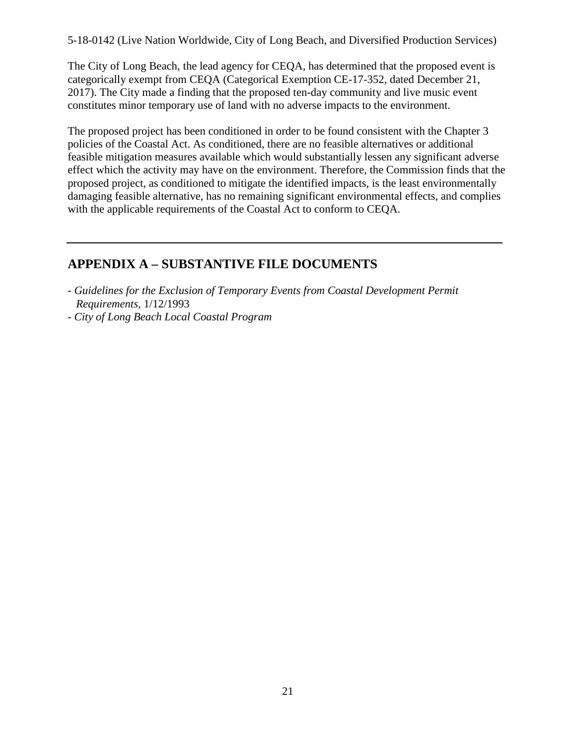The City of Long Beach, the lead agency for CEQA, has determined that the proposed event is categorically exempt from CEQA (Categorical Exemption CE-17-352, dated December 21, 2017). The City made a finding that the proposed ten-day community and live music event constitutes minor temporary use of land with no adverse impacts to the environment.

The proposed project has been conditioned in order to be found consistent with the Chapter 3 policies of the Coastal Act. As conditioned, there are no feasible alternatives or additional feasible mitigation measures available which would substantially lessen any significant adverse effect which the activity may have on the environment. Therefore, the Commission finds that the proposed project, as conditioned to mitigate the identified impacts, is the least environmentally damaging feasible alternative, has no remaining significant environmental effects, and complies with the applicable requirements of the Coastal Act to conform to CEQA.

---

## APPENDIX A – SUBSTANTIVE FILE DOCUMENTS

- *Guidelines for the Exclusion of Temporary Events from Coastal Development Permit Requirements*, 1/12/1993
- *City of Long Beach Local Coastal Program*